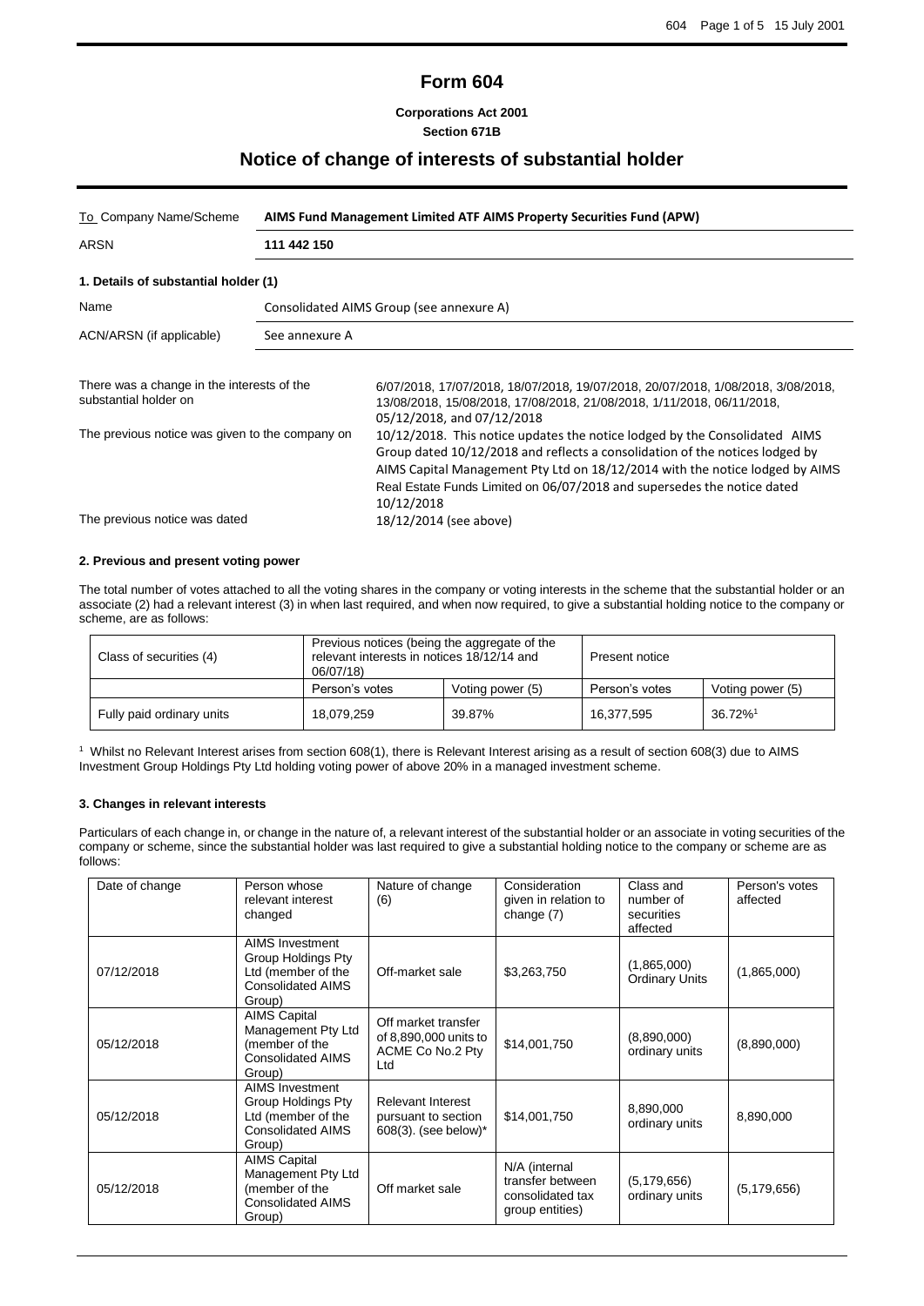# Form 604

**Corporations Act 2001**
**Section 671B**

## Notice of change of interests of substantial holder

| To Company Name/Scheme | **AIMS Fund Management Limited ATF AIMS Property Securities Fund (APW)** |
|---|---|
| ARSN | **111 442 150** |

### 1. Details of substantial holder (1)

| Name | Consolidated AIMS Group (see annexure A) |
|---|---|
| ACN/ARSN (if applicable) | See annexure A |

| | |
|---|---|
| There was a change in the interests of the substantial holder on | 6/07/2018, 17/07/2018, 18/07/2018, 19/07/2018, 20/07/2018, 1/08/2018, 3/08/2018, 13/08/2018, 15/08/2018, 17/08/2018, 21/08/2018, 1/11/2018, 06/11/2018, 05/12/2018, and 07/12/2018 |
| The previous notice was given to the company on | 10/12/2018. This notice updates the notice lodged by the Consolidated AIMS Group dated 10/12/2018 and reflects a consolidation of the notices lodged by AIMS Capital Management Pty Ltd on 18/12/2014 with the notice lodged by AIMS Real Estate Funds Limited on 06/07/2018 and supersedes the notice dated 10/12/2018 |
| The previous notice was dated | 18/12/2014 (see above) |

### 2. Previous and present voting power

The total number of votes attached to all the voting shares in the company or voting interests in the scheme that the substantial holder or an associate (2) had a relevant interest (3) in when last required, and when now required, to give a substantial holding notice to the company or scheme, are as follows:

| Class of securities (4) | Previous notices (being the aggregate of the relevant interests in notices 18/12/14 and 06/07/18) | | Present notice | |
|---|---|---|---|---|
| | Person's votes | Voting power (5) | Person's votes | Voting power (5) |
| Fully paid ordinary units | 18,079,259 | 39.87% | 16,377,595 | 36.72%[1] |

[1] Whilst no Relevant Interest arises from section 608(1), there is Relevant Interest arising as a result of section 608(3) due to AIMS Investment Group Holdings Pty Ltd holding voting power of above 20% in a managed investment scheme.

### 3. Changes in relevant interests

Particulars of each change in, or change in the nature of, a relevant interest of the substantial holder or an associate in voting securities of the company or scheme, since the substantial holder was last required to give a substantial holding notice to the company or scheme are as follows:

| Date of change | Person whose relevant interest changed | Nature of change (6) | Consideration given in relation to change (7) | Class and number of securities affected | Person's votes affected |
|---|---|---|---|---|---|
| 07/12/2018 | AIMS Investment Group Holdings Pty Ltd (member of the Consolidated AIMS Group) | Off-market sale | $3,263,750 | (1,865,000) Ordinary Units | (1,865,000) |
| 05/12/2018 | AIMS Capital Management Pty Ltd (member of the Consolidated AIMS Group) | Off market transfer of 8,890,000 units to ACME Co No.2 Pty Ltd | $14,001,750 | (8,890,000) ordinary units | (8,890,000) |
| 05/12/2018 | AIMS Investment Group Holdings Pty Ltd (member of the Consolidated AIMS Group) | Relevant Interest pursuant to section 608(3). (see below)* | $14,001,750 | 8,890,000 ordinary units | 8,890,000 |
| 05/12/2018 | AIMS Capital Management Pty Ltd (member of the Consolidated AIMS Group) | Off market sale | N/A (internal transfer between consolidated tax group entities) | (5,179,656) ordinary units | (5,179,656) |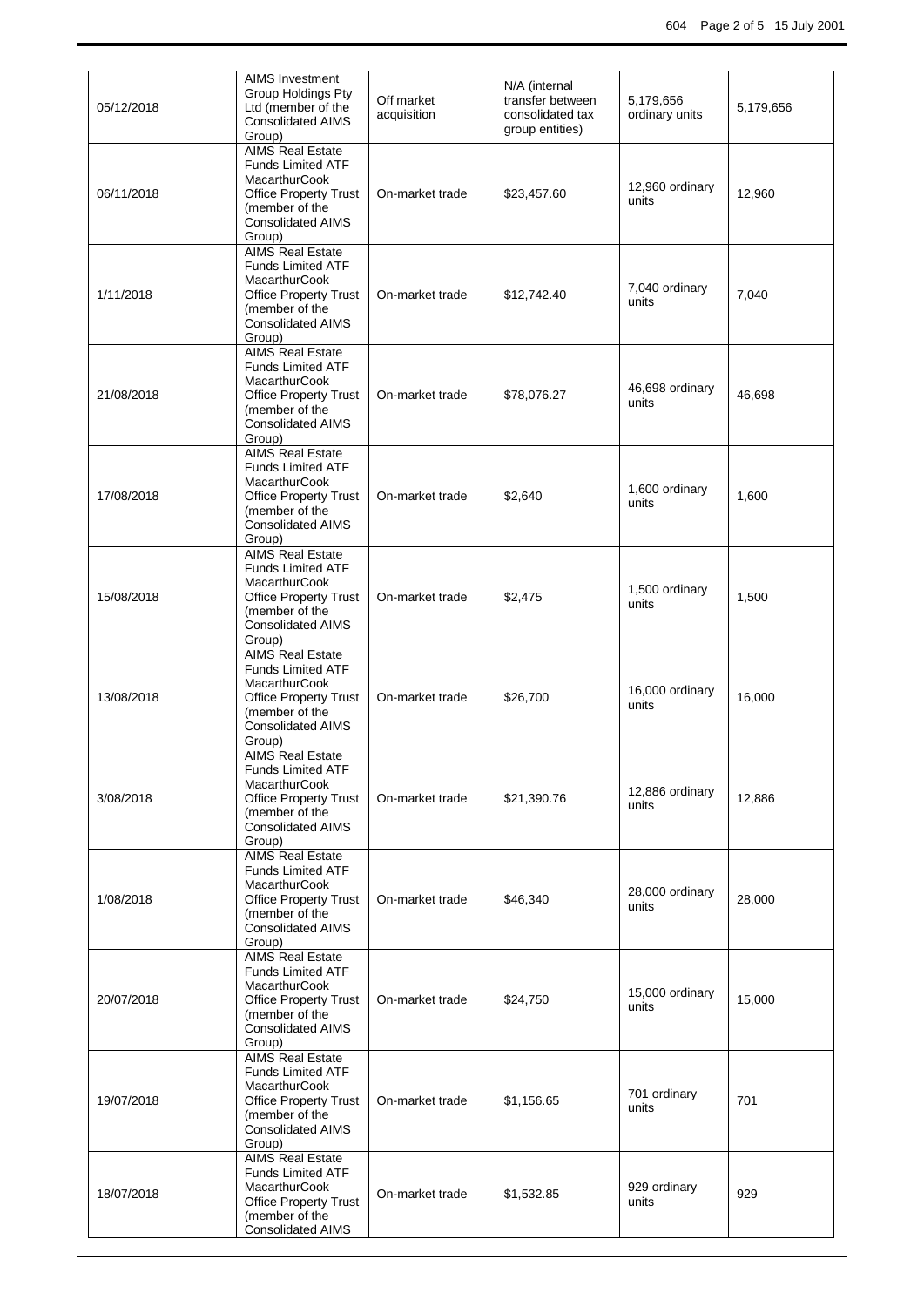| | | | | | |
|---|---|---|---|---|---|
| 05/12/2018 | AIMS Investment Group Holdings Pty Ltd (member of the Consolidated AIMS Group) | Off market acquisition | N/A (internal transfer between consolidated tax group entities) | 5,179,656 ordinary units | 5,179,656 |
| 06/11/2018 | AIMS Real Estate Funds Limited ATF MacarthurCook Office Property Trust (member of the Consolidated AIMS Group) | On-market trade | $23,457.60 | 12,960 ordinary units | 12,960 |
| 1/11/2018 | AIMS Real Estate Funds Limited ATF MacarthurCook Office Property Trust (member of the Consolidated AIMS Group) | On-market trade | $12,742.40 | 7,040 ordinary units | 7,040 |
| 21/08/2018 | AIMS Real Estate Funds Limited ATF MacarthurCook Office Property Trust (member of the Consolidated AIMS Group) | On-market trade | $78,076.27 | 46,698 ordinary units | 46,698 |
| 17/08/2018 | AIMS Real Estate Funds Limited ATF MacarthurCook Office Property Trust (member of the Consolidated AIMS Group) | On-market trade | $2,640 | 1,600 ordinary units | 1,600 |
| 15/08/2018 | AIMS Real Estate Funds Limited ATF MacarthurCook Office Property Trust (member of the Consolidated AIMS Group) | On-market trade | $2,475 | 1,500 ordinary units | 1,500 |
| 13/08/2018 | AIMS Real Estate Funds Limited ATF MacarthurCook Office Property Trust (member of the Consolidated AIMS Group) | On-market trade | $26,700 | 16,000 ordinary units | 16,000 |
| 3/08/2018 | AIMS Real Estate Funds Limited ATF MacarthurCook Office Property Trust (member of the Consolidated AIMS Group) | On-market trade | $21,390.76 | 12,886 ordinary units | 12,886 |
| 1/08/2018 | AIMS Real Estate Funds Limited ATF MacarthurCook Office Property Trust (member of the Consolidated AIMS Group) | On-market trade | $46,340 | 28,000 ordinary units | 28,000 |
| 20/07/2018 | AIMS Real Estate Funds Limited ATF MacarthurCook Office Property Trust (member of the Consolidated AIMS Group) | On-market trade | $24,750 | 15,000 ordinary units | 15,000 |
| 19/07/2018 | AIMS Real Estate Funds Limited ATF MacarthurCook Office Property Trust (member of the Consolidated AIMS Group) | On-market trade | $1,156.65 | 701 ordinary units | 701 |
| 18/07/2018 | AIMS Real Estate Funds Limited ATF MacarthurCook Office Property Trust (member of the Consolidated AIMS | On-market trade | $1,532.85 | 929 ordinary units | 929 |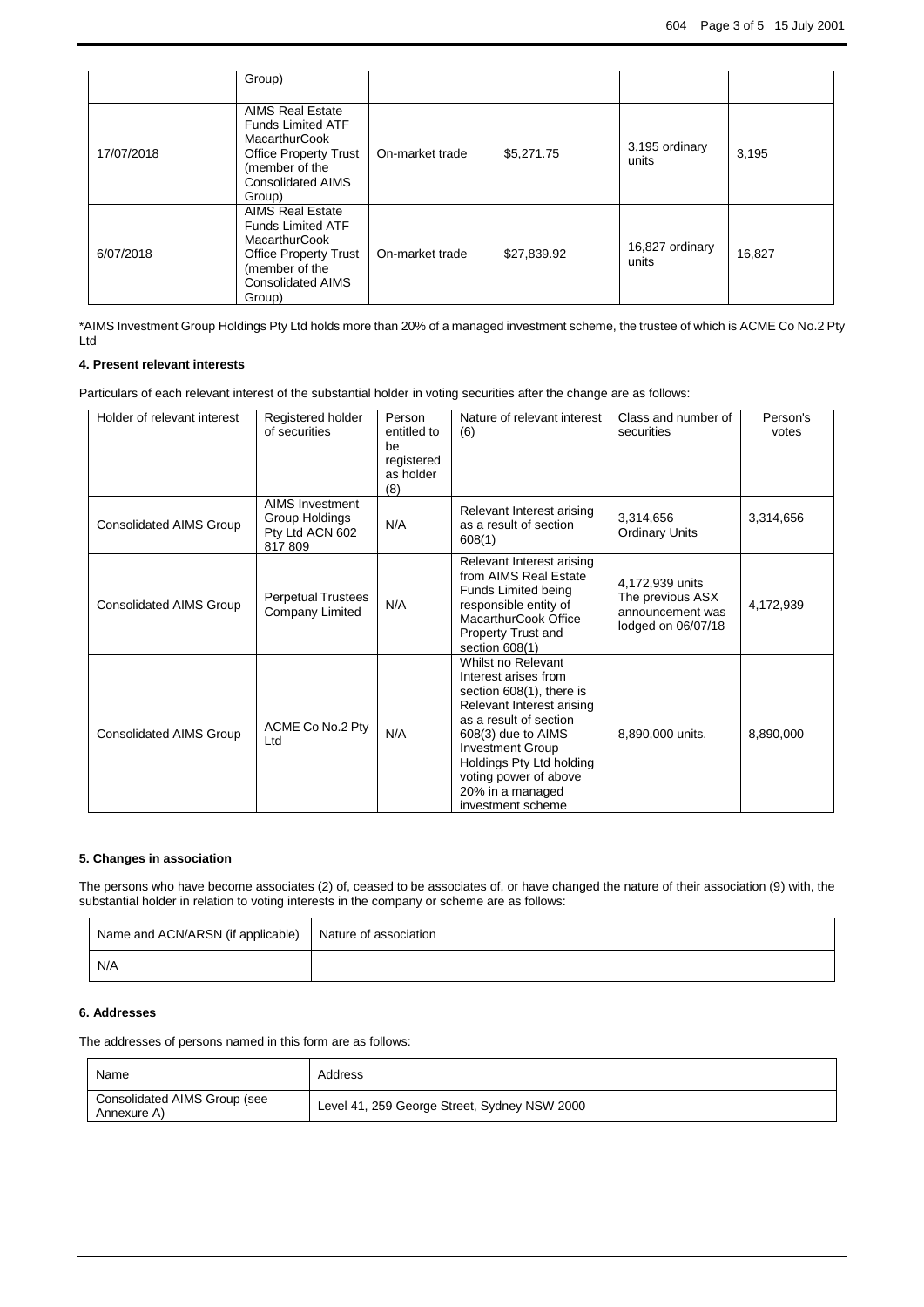| | Group) | | | | |
|---|---|---|---|---|---|
| 17/07/2018 | AIMS Real Estate Funds Limited ATF MacarthurCook Office Property Trust (member of the Consolidated AIMS Group) | On-market trade | $5,271.75 | 3,195 ordinary units | 3,195 |
| 6/07/2018 | AIMS Real Estate Funds Limited ATF MacarthurCook Office Property Trust (member of the Consolidated AIMS Group) | On-market trade | $27,839.92 | 16,827 ordinary units | 16,827 |

*AIMS Investment Group Holdings Pty Ltd holds more than 20% of a managed investment scheme, the trustee of which is ACME Co No.2 Pty Ltd

**4. Present relevant interests**

Particulars of each relevant interest of the substantial holder in voting securities after the change are as follows:

| Holder of relevant interest | Registered holder of securities | Person entitled to be registered as holder (8) | Nature of relevant interest (6) | Class and number of securities | Person's votes |
|---|---|---|---|---|---|
| Consolidated AIMS Group | AIMS Investment Group Holdings Pty Ltd ACN 602 817 809 | N/A | Relevant Interest arising as a result of section 608(1) | 3,314,656 Ordinary Units | 3,314,656 |
| Consolidated AIMS Group | Perpetual Trustees Company Limited | N/A | Relevant Interest arising from AIMS Real Estate Funds Limited being responsible entity of MacarthurCook Office Property Trust and section 608(1) | 4,172,939 units The previous ASX announcement was lodged on 06/07/18 | 4,172,939 |
| Consolidated AIMS Group | ACME Co No.2 Pty Ltd | N/A | Whilst no Relevant Interest arises from section 608(1), there is Relevant Interest arising as a result of section 608(3) due to AIMS Investment Group Holdings Pty Ltd holding voting power of above 20% in a managed investment scheme | 8,890,000 units. | 8,890,000 |

**5. Changes in association**

The persons who have become associates (2) of, ceased to be associates of, or have changed the nature of their association (9) with, the substantial holder in relation to voting interests in the company or scheme are as follows:

| Name and ACN/ARSN (if applicable) | Nature of association |
|---|---|
| N/A | |

**6. Addresses**

The addresses of persons named in this form are as follows:

| Name | Address |
|---|---|
| Consolidated AIMS Group (see Annexure A) | Level 41, 259 George Street, Sydney NSW 2000 |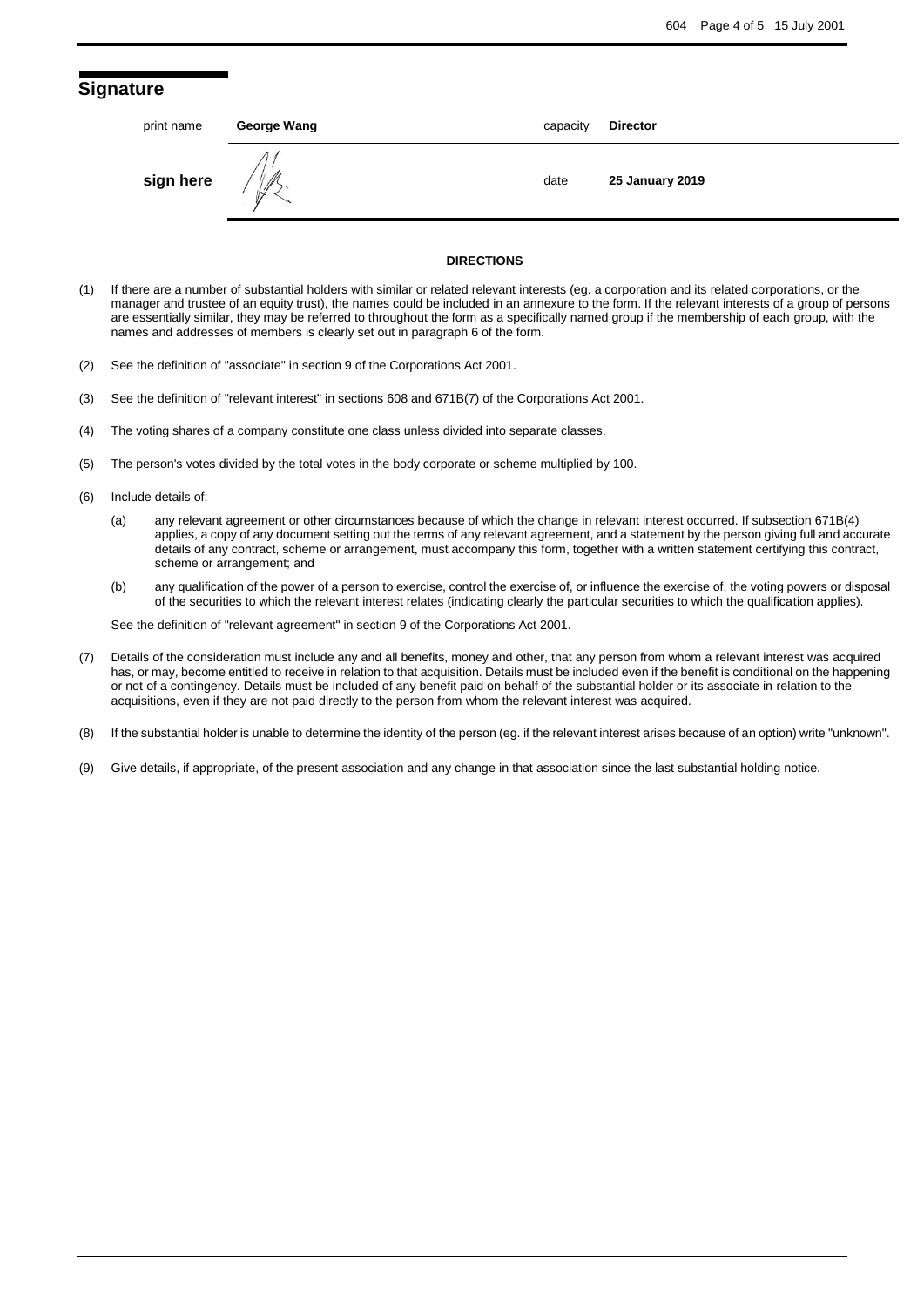## Signature

| print name | George Wang | capacity | Director |
|---|---|---|---|
| **sign here** | | date | **25 January 2019** |

**DIRECTIONS**

(1) If there are a number of substantial holders with similar or related relevant interests (eg. a corporation and its related corporations, or the manager and trustee of an equity trust), the names could be included in an annexure to the form. If the relevant interests of a group of persons are essentially similar, they may be referred to throughout the form as a specifically named group if the membership of each group, with the names and addresses of members is clearly set out in paragraph 6 of the form.

(2) See the definition of "associate" in section 9 of the Corporations Act 2001.

(3) See the definition of "relevant interest" in sections 608 and 671B(7) of the Corporations Act 2001.

(4) The voting shares of a company constitute one class unless divided into separate classes.

(5) The person's votes divided by the total votes in the body corporate or scheme multiplied by 100.

(6) Include details of:

(a) any relevant agreement or other circumstances because of which the change in relevant interest occurred. If subsection 671B(4) applies, a copy of any document setting out the terms of any relevant agreement, and a statement by the person giving full and accurate details of any contract, scheme or arrangement, must accompany this form, together with a written statement certifying this contract, scheme or arrangement; and

(b) any qualification of the power of a person to exercise, control the exercise of, or influence the exercise of, the voting powers or disposal of the securities to which the relevant interest relates (indicating clearly the particular securities to which the qualification applies).

See the definition of "relevant agreement" in section 9 of the Corporations Act 2001.

(7) Details of the consideration must include any and all benefits, money and other, that any person from whom a relevant interest was acquired has, or may, become entitled to receive in relation to that acquisition. Details must be included even if the benefit is conditional on the happening or not of a contingency. Details must be included of any benefit paid on behalf of the substantial holder or its associate in relation to the acquisitions, even if they are not paid directly to the person from whom the relevant interest was acquired.

(8) If the substantial holder is unable to determine the identity of the person (eg. if the relevant interest arises because of an option) write "unknown".

(9) Give details, if appropriate, of the present association and any change in that association since the last substantial holding notice.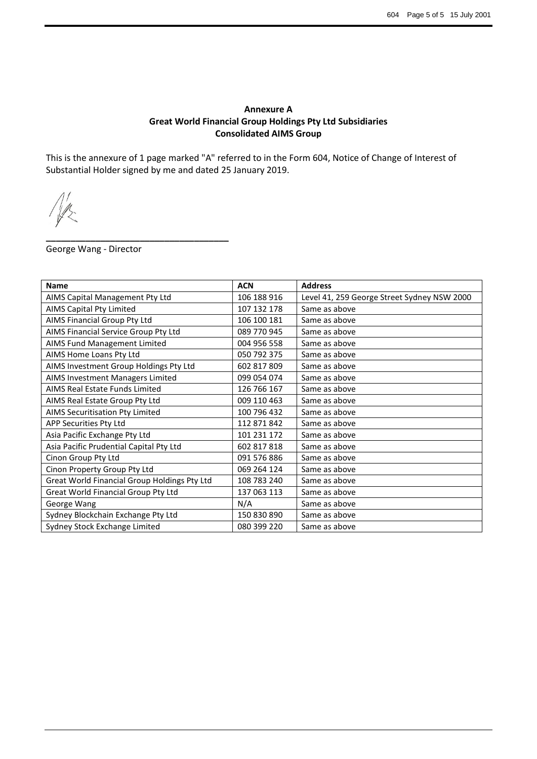**Annexure A**
**Great World Financial Group Holdings Pty Ltd Subsidiaries**
**Consolidated AIMS Group**

This is the annexure of 1 page marked "A" referred to in the Form 604, Notice of Change of Interest of Substantial Holder signed by me and dated 25 January 2019.

George Wang - Director

| Name | ACN | Address |
|---|---|---|
| AIMS Capital Management Pty Ltd | 106 188 916 | Level 41, 259 George Street Sydney NSW 2000 |
| AIMS Capital Pty Limited | 107 132 178 | Same as above |
| AIMS Financial Group Pty Ltd | 106 100 181 | Same as above |
| AIMS Financial Service Group Pty Ltd | 089 770 945 | Same as above |
| AIMS Fund Management Limited | 004 956 558 | Same as above |
| AIMS Home Loans Pty Ltd | 050 792 375 | Same as above |
| AIMS Investment Group Holdings Pty Ltd | 602 817 809 | Same as above |
| AIMS Investment Managers Limited | 099 054 074 | Same as above |
| AIMS Real Estate Funds Limited | 126 766 167 | Same as above |
| AIMS Real Estate Group Pty Ltd | 009 110 463 | Same as above |
| AIMS Securitisation Pty Limited | 100 796 432 | Same as above |
| APP Securities Pty Ltd | 112 871 842 | Same as above |
| Asia Pacific Exchange Pty Ltd | 101 231 172 | Same as above |
| Asia Pacific Prudential Capital Pty Ltd | 602 817 818 | Same as above |
| Cinon Group Pty Ltd | 091 576 886 | Same as above |
| Cinon Property Group Pty Ltd | 069 264 124 | Same as above |
| Great World Financial Group Holdings Pty Ltd | 108 783 240 | Same as above |
| Great World Financial Group Pty Ltd | 137 063 113 | Same as above |
| George Wang | N/A | Same as above |
| Sydney Blockchain Exchange Pty Ltd | 150 830 890 | Same as above |
| Sydney Stock Exchange Limited | 080 399 220 | Same as above |